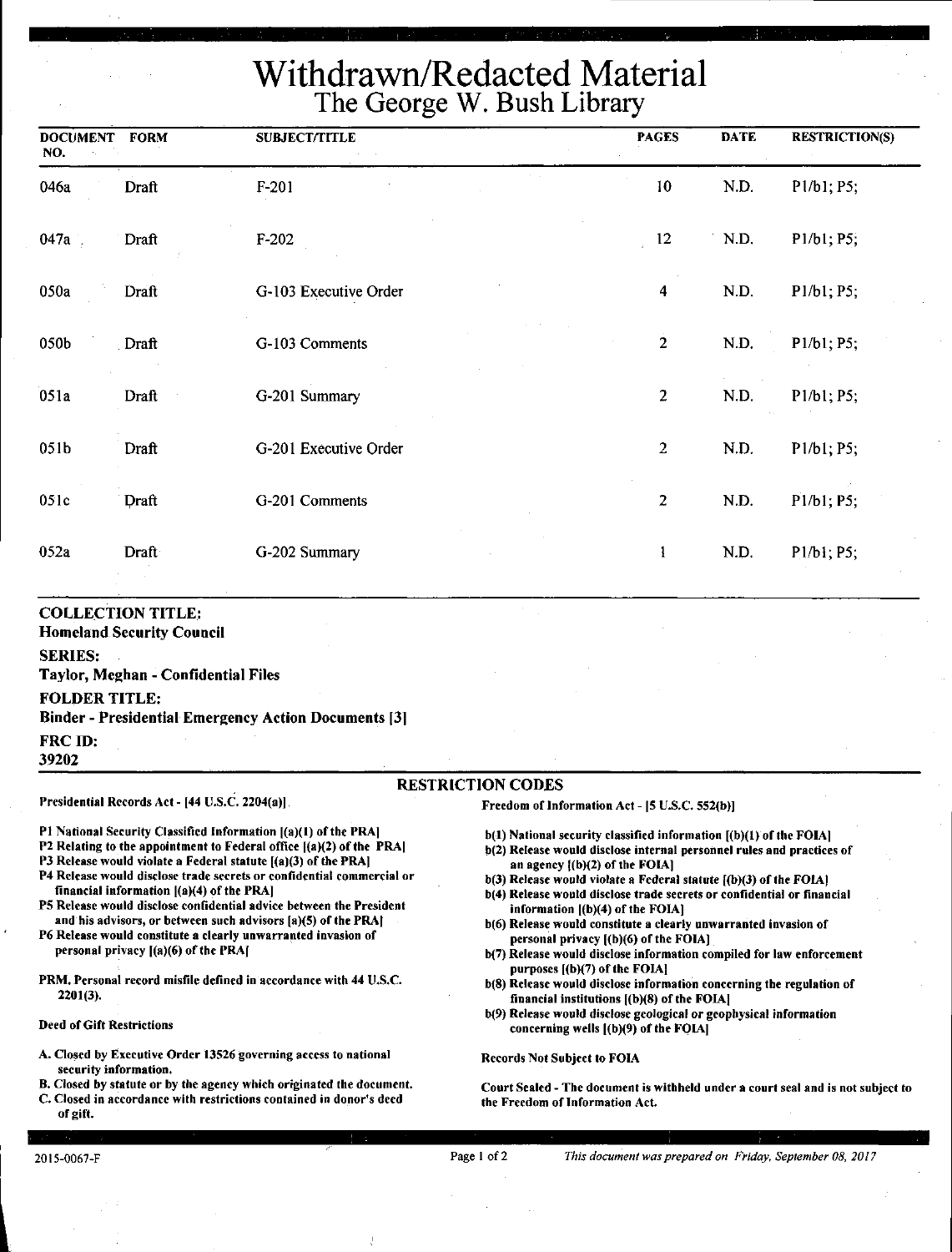# Withdrawn/Redacted Material
## The George W. Bush Library

| DOCUMENT NO. | FORM | SUBJECT/TITLE | PAGES | DATE | RESTRICTION(S) |
|---|---|---|---|---|---|
| 046a | Draft | F-201 | 10 | N.D. | P1/b1; P5; |
| 047a | Draft | F-202 | 12 | N.D. | P1/b1; P5; |
| 050a | Draft | G-103 Executive Order | 4 | N.D. | P1/b1; P5; |
| 050b | Draft | G-103 Comments | 2 | N.D. | P1/b1; P5; |
| 051a | Draft | G-201 Summary | 2 | N.D. | P1/b1; P5; |
| 051b | Draft | G-201 Executive Order | 2 | N.D. | P1/b1; P5; |
| 051c | Draft | G-201 Comments | 2 | N.D. | P1/b1; P5; |
| 052a | Draft | G-202 Summary | 1 | N.D. | P1/b1; P5; |

**COLLECTION TITLE:**
**Homeland Security Council**

**SERIES:**
**Taylor, Meghan - Confidential Files**

**FOLDER TITLE:**
**Binder - Presidential Emergency Action Documents [3]**

**FRC ID:**
**39202**

### RESTRICTION CODES

**Presidential Records Act - [44 U.S.C. 2204(a)]**

P1 National Security Classified Information [(a)(1) of the PRA]
P2 Relating to the appointment to Federal office [(a)(2) of the PRA]
P3 Release would violate a Federal statute [(a)(3) of the PRA]
P4 Release would disclose trade secrets or confidential commercial or financial information [(a)(4) of the PRA]
P5 Release would disclose confidential advice between the President and his advisors, or between such advisors [a)(5) of the PRA]
P6 Release would constitute a clearly unwarranted invasion of personal privacy [(a)(6) of the PRA]

PRM. Personal record misfile defined in accordance with 44 U.S.C. 2201(3).

**Deed of Gift Restrictions**

A. Closed by Executive Order 13526 governing access to national security information.
B. Closed by statute or by the agency which originated the document.
C. Closed in accordance with restrictions contained in donor's deed of gift.

**Freedom of Information Act - [5 U.S.C. 552(b)]**

b(1) National security classified information [(b)(1) of the FOIA]
b(2) Release would disclose internal personnel rules and practices of an agency [(b)(2) of the FOIA]
b(3) Release would violate a Federal statute [(b)(3) of the FOIA]
b(4) Release would disclose trade secrets or confidential or financial information [(b)(4) of the FOIA]
b(6) Release would constitute a clearly unwarranted invasion of personal privacy [(b)(6) of the FOIA]
b(7) Release would disclose information compiled for law enforcement purposes [(b)(7) of the FOIA]
b(8) Release would disclose information concerning the regulation of financial institutions [(b)(8) of the FOIA]
b(9) Release would disclose geological or geophysical information concerning wells [(b)(9) of the FOIA]

**Records Not Subject to FOIA**

**Court Sealed - The document is withheld under a court seal and is not subject to the Freedom of Information Act.**

2015-0067-F

*This document was prepared on Friday, September 08, 2017*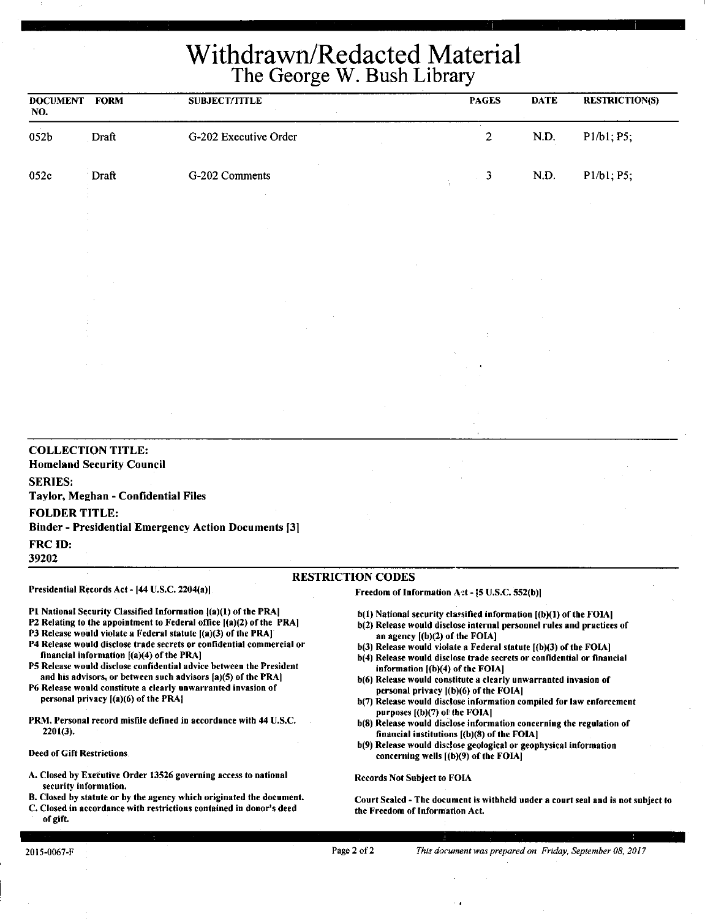# Withdrawn/Redacted Material
## The George W. Bush Library

| DOCUMENT NO. | FORM | SUBJECT/TITLE | PAGES | DATE | RESTRICTION(S) |
|---|---|---|---|---|---|
| 052b | Draft | G-202 Executive Order | 2 | N.D. | P1/b1; P5; |
| 052c | Draft | G-202 Comments | 3 | N.D. | P1/b1; P5; |

**COLLECTION TITLE:**
**Homeland Security Council**

**SERIES:**
**Taylor, Meghan - Confidential Files**

**FOLDER TITLE:**
**Binder - Presidential Emergency Action Documents [3]**

**FRC ID:**
**39202**

### RESTRICTION CODES

**Presidential Records Act - [44 U.S.C. 2204(a)]**

P1 National Security Classified Information [(a)(1) of the PRA]
P2 Relating to the appointment to Federal office [(a)(2) of the PRA]
P3 Release would violate a Federal statute [(a)(3) of the PRA]
P4 Release would disclose trade secrets or confidential commercial or financial information [(a)(4) of the PRA]
P5 Release would disclose confidential advice between the President and his advisors, or between such advisors [a)(5) of the PRA]
P6 Release would constitute a clearly unwarranted invasion of personal privacy [(a)(6) of the PRA]

PRM. Personal record misfile defined in accordance with 44 U.S.C. 2201(3).

Deed of Gift Restrictions

A. Closed by Executive Order 13526 governing access to national security information.
B. Closed by statute or by the agency which originated the document.
C. Closed in accordance with restrictions contained in donor's deed of gift.

**Freedom of Information Act - [5 U.S.C. 552(b)]**

b(1) National security classified information [(b)(1) of the FOIA]
b(2) Release would disclose internal personnel rules and practices of an agency [(b)(2) of the FOIA]
b(3) Release would violate a Federal statute [(b)(3) of the FOIA]
b(4) Release would disclose trade secrets or confidential or financial information [(b)(4) of the FOIA]
b(6) Release would constitute a clearly unwarranted invasion of personal privacy [(b)(6) of the FOIA]
b(7) Release would disclose information compiled for law enforcement purposes [(b)(7) of the FOIA]
b(8) Release would disclose information concerning the regulation of financial institutions [(b)(8) of the FOIA]
b(9) Release would disclose geological or geophysical information concerning wells [(b)(9) of the FOIA]

Records Not Subject to FOIA

Court Sealed - The document is withheld under a court seal and is not subject to the Freedom of Information Act.

2015-0067-F

*This document was prepared on Friday, September 08, 2017*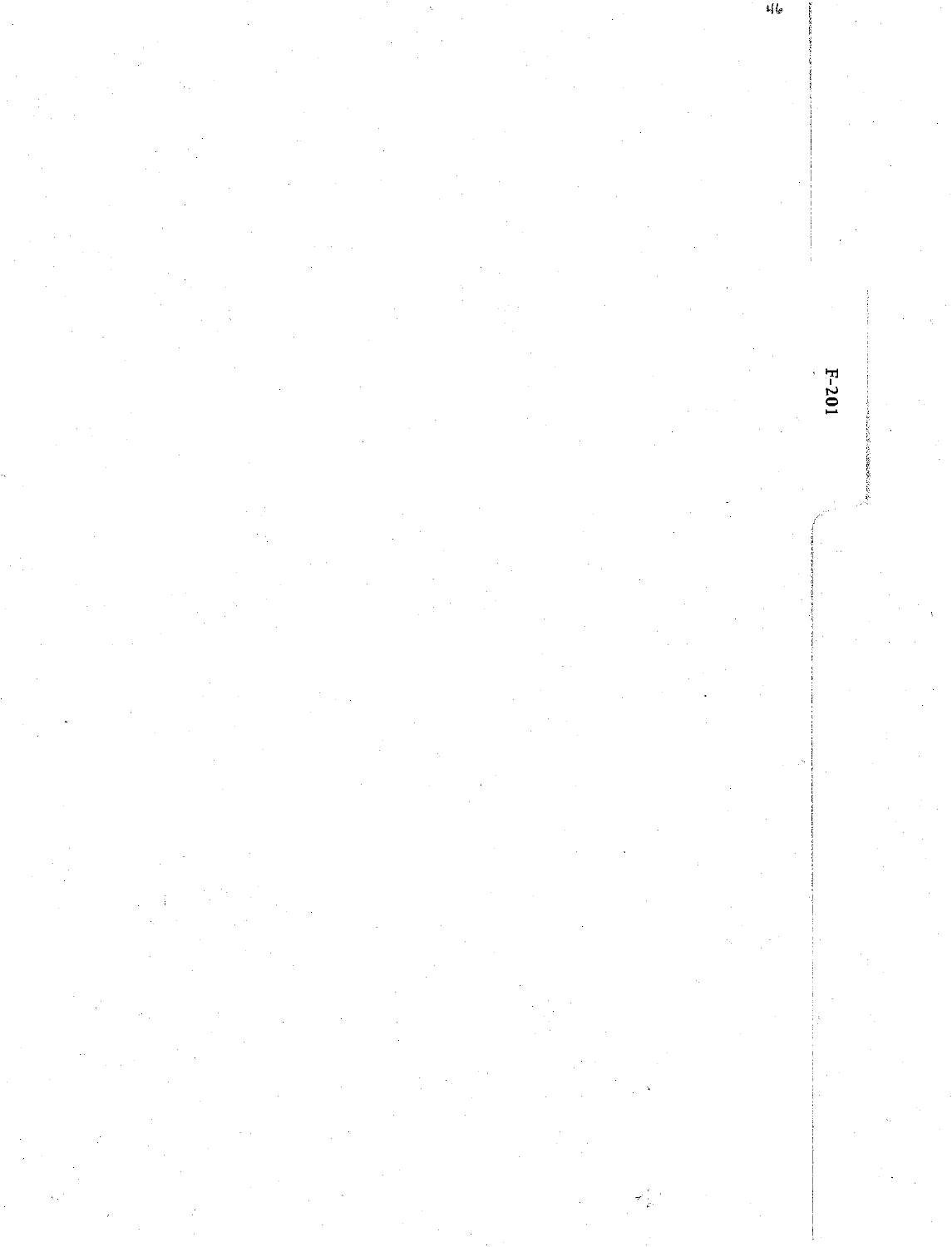F-201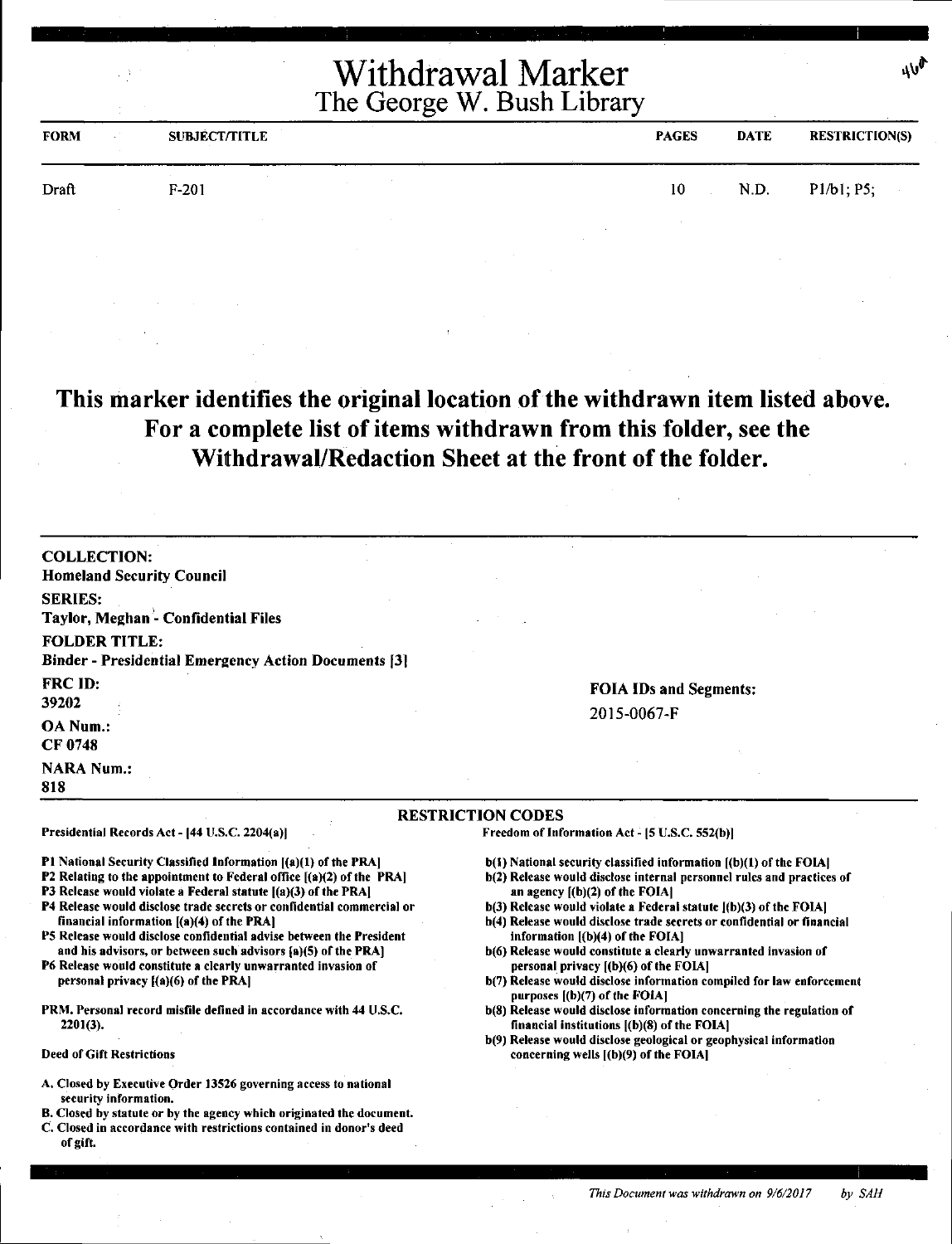# Withdrawal Marker
## The George W. Bush Library

| FORM | SUBJECT/TITLE | PAGES | DATE | RESTRICTION(S) |
|---|---|---|---|---|
| Draft | F-201 | 10 | N.D. | P1/b1; P5; |

**This marker identifies the original location of the withdrawn item listed above. For a complete list of items withdrawn from this folder, see the Withdrawal/Redaction Sheet at the front of the folder.**

**COLLECTION:**
**Homeland Security Council**

**SERIES:**
**Taylor, Meghan - Confidential Files**

**FOLDER TITLE:**
**Binder - Presidential Emergency Action Documents [3]**

**FRC ID:**
**39202**

**OA Num.:**
**CF 0748**

**NARA Num.:**
**818**

**FOIA IDs and Segments:**
2015-0067-F

### RESTRICTION CODES

**Presidential Records Act - [44 U.S.C. 2204(a)]**

- P1 National Security Classified Information [(a)(1) of the PRA]
- P2 Relating to the appointment to Federal office [(a)(2) of the PRA]
- P3 Release would violate a Federal statute [(a)(3) of the PRA]
- P4 Release would disclose trade secrets or confidential commercial or financial information [(a)(4) of the PRA]
- P5 Release would disclose confidential advise between the President and his advisors, or between such advisors [a)(5) of the PRA]
- P6 Release would constitute a clearly unwarranted invasion of personal privacy [(a)(6) of the PRA]

PRM. Personal record misfile defined in accordance with 44 U.S.C. 2201(3).

**Deed of Gift Restrictions**

- A. Closed by Executive Order 13526 governing access to national security information.
- B. Closed by statute or by the agency which originated the document.
- C. Closed in accordance with restrictions contained in donor's deed of gift.

**Freedom of Information Act - [5 U.S.C. 552(b)]**

- b(1) National security classified information [(b)(1) of the FOIA]
- b(2) Release would disclose internal personnel rules and practices of an agency [(b)(2) of the FOIA]
- b(3) Release would violate a Federal statute [(b)(3) of the FOIA]
- b(4) Release would disclose trade secrets or confidential or financial information [(b)(4) of the FOIA]
- b(6) Release would constitute a clearly unwarranted invasion of personal privacy [(b)(6) of the FOIA]
- b(7) Release would disclose information compiled for law enforcement purposes [(b)(7) of the FOIA]
- b(8) Release would disclose information concerning the regulation of financial institutions [(b)(8) of the FOIA]
- b(9) Release would disclose geological or geophysical information concerning wells [(b)(9) of the FOIA]

*This Document was withdrawn on 9/6/2017 by SAH*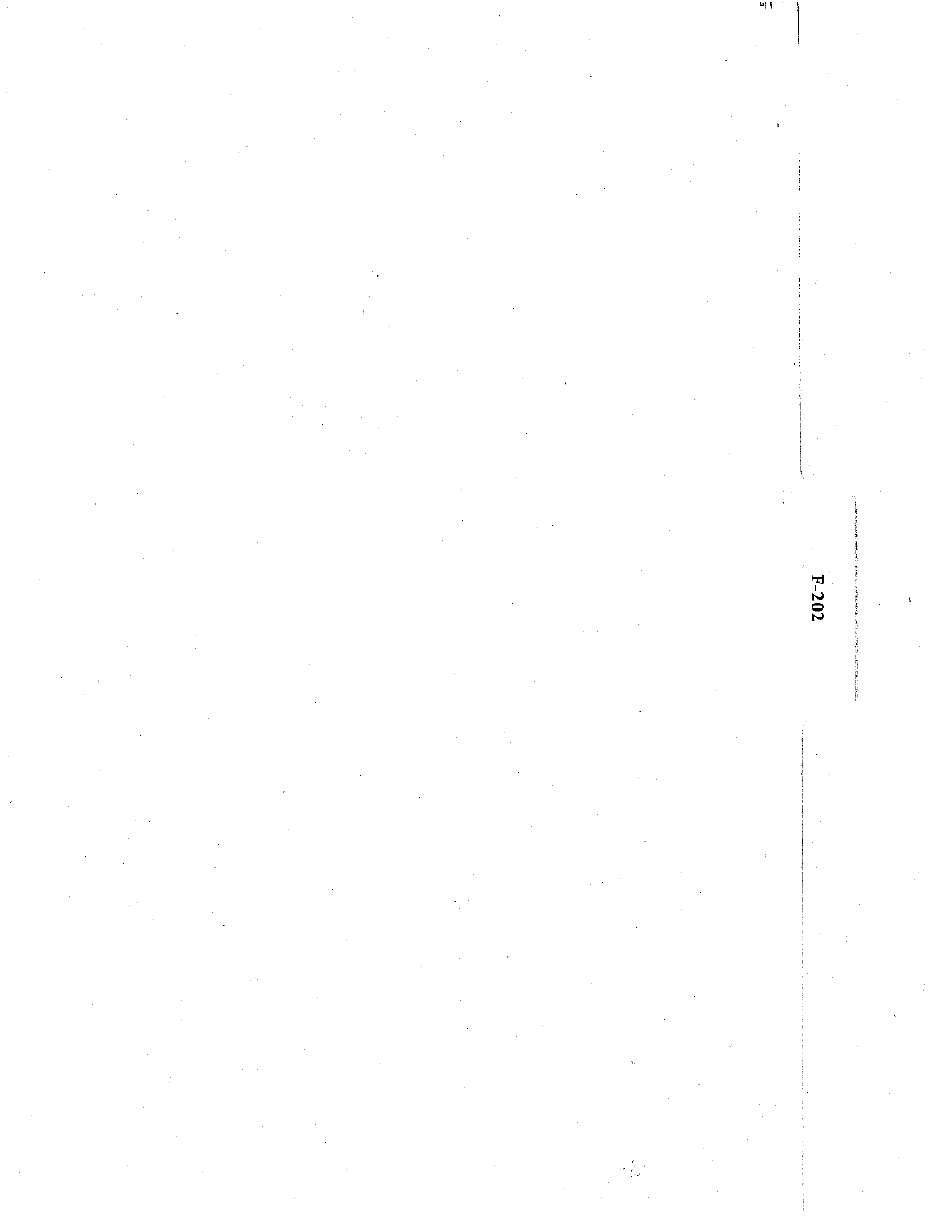F-202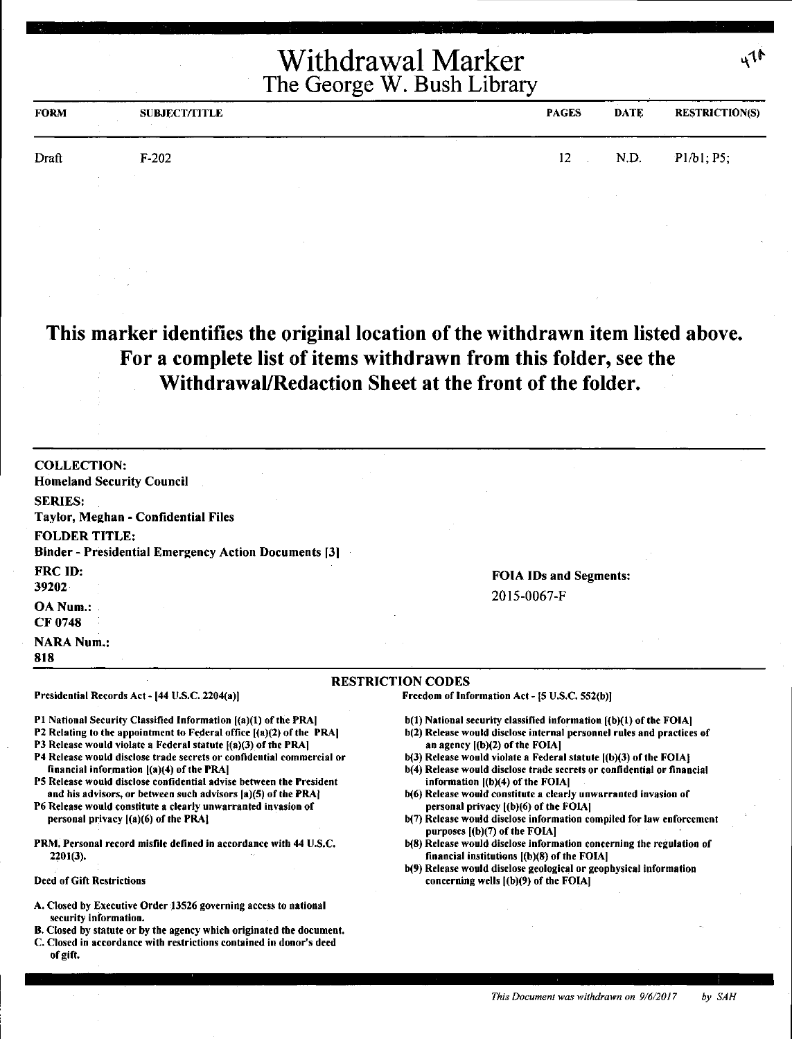# Withdrawal Marker

## The George W. Bush Library

| FORM | SUBJECT/TITLE | PAGES | DATE | RESTRICTION(S) |
| --- | --- | --- | --- | --- |
| Draft | F-202 | 12 | N.D. | P1/b1; P5; |

**This marker identifies the original location of the withdrawn item listed above. For a complete list of items withdrawn from this folder, see the Withdrawal/Redaction Sheet at the front of the folder.**

**COLLECTION:**
Homeland Security Council

**SERIES:**
Taylor, Meghan - Confidential Files

**FOLDER TITLE:**
Binder - Presidential Emergency Action Documents [3]

**FRC ID:**
39202

**OA Num.:**
CF 0748

**NARA Num.:**
818

**FOIA IDs and Segments:**
2015-0067-F

### RESTRICTION CODES

Presidential Records Act - [44 U.S.C. 2204(a)]

P1 National Security Classified Information [(a)(1) of the PRA]
P2 Relating to the appointment to Federal office [(a)(2) of the PRA]
P3 Release would violate a Federal statute [(a)(3) of the PRA]
P4 Release would disclose trade secrets or confidential commercial or financial information [(a)(4) of the PRA]
P5 Release would disclose confidential advise between the President and his advisors, or between such advisors [a)(5) of the PRA]
P6 Release would constitute a clearly unwarranted invasion of personal privacy [(a)(6) of the PRA]

PRM. Personal record misfile defined in accordance with 44 U.S.C. 2201(3).

Deed of Gift Restrictions

A. Closed by Executive Order 13526 governing access to national security information.
B. Closed by statute or by the agency which originated the document.
C. Closed in accordance with restrictions contained in donor's deed of gift.

Freedom of Information Act - [5 U.S.C. 552(b)]

b(1) National security classified information [(b)(1) of the FOIA]
b(2) Release would disclose internal personnel rules and practices of an agency [(b)(2) of the FOIA]
b(3) Release would violate a Federal statute [(b)(3) of the FOIA]
b(4) Release would disclose trade secrets or confidential or financial information [(b)(4) of the FOIA]
b(6) Release would constitute a clearly unwarranted invasion of personal privacy [(b)(6) of the FOIA]
b(7) Release would disclose information compiled for law enforcement purposes [(b)(7) of the FOIA]
b(8) Release would disclose information concerning the regulation of financial institutions [(b)(8) of the FOIA]
b(9) Release would disclose geological or geophysical information concerning wells [(b)(9) of the FOIA]

*This Document was withdrawn on 9/6/2017 by SAH*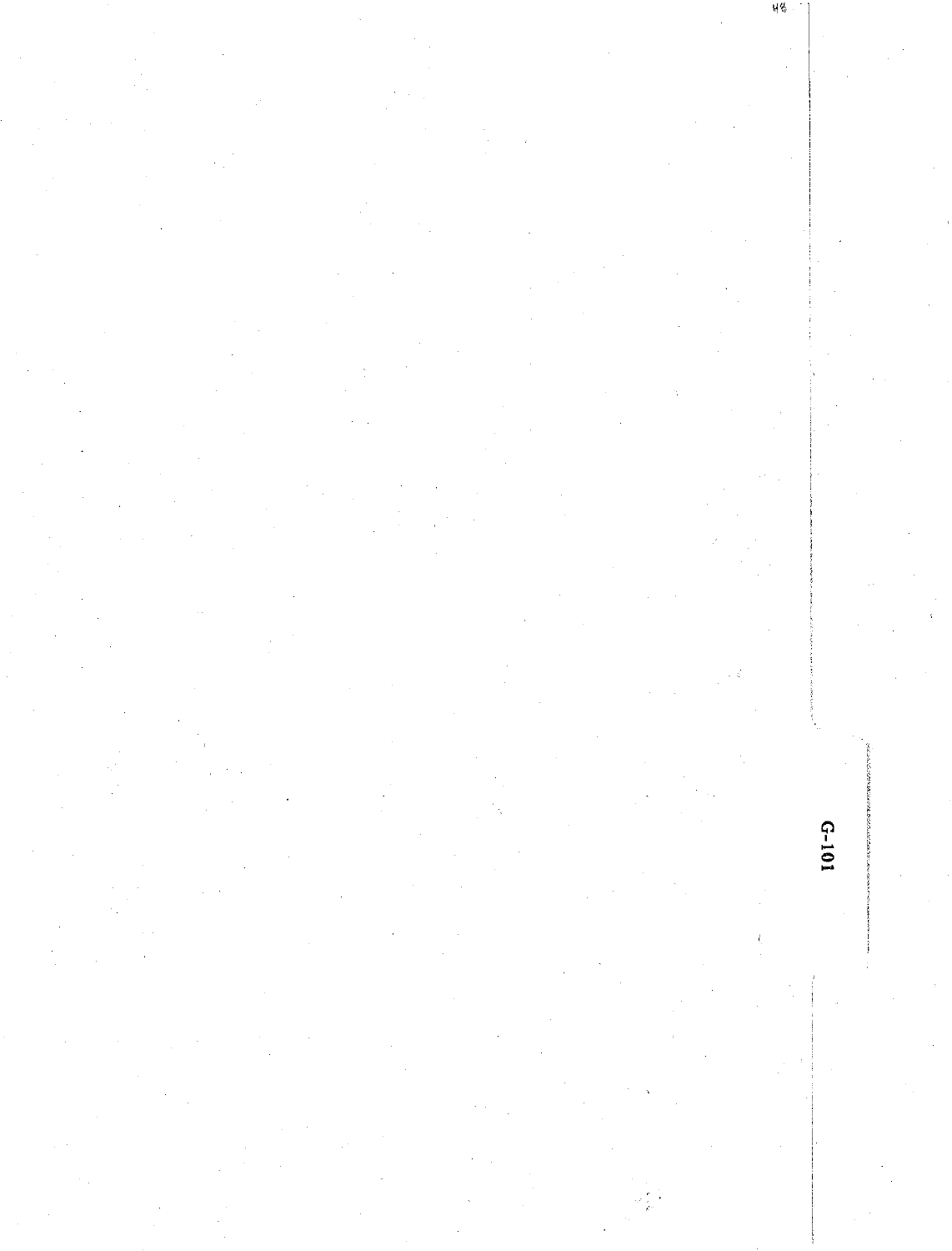G-101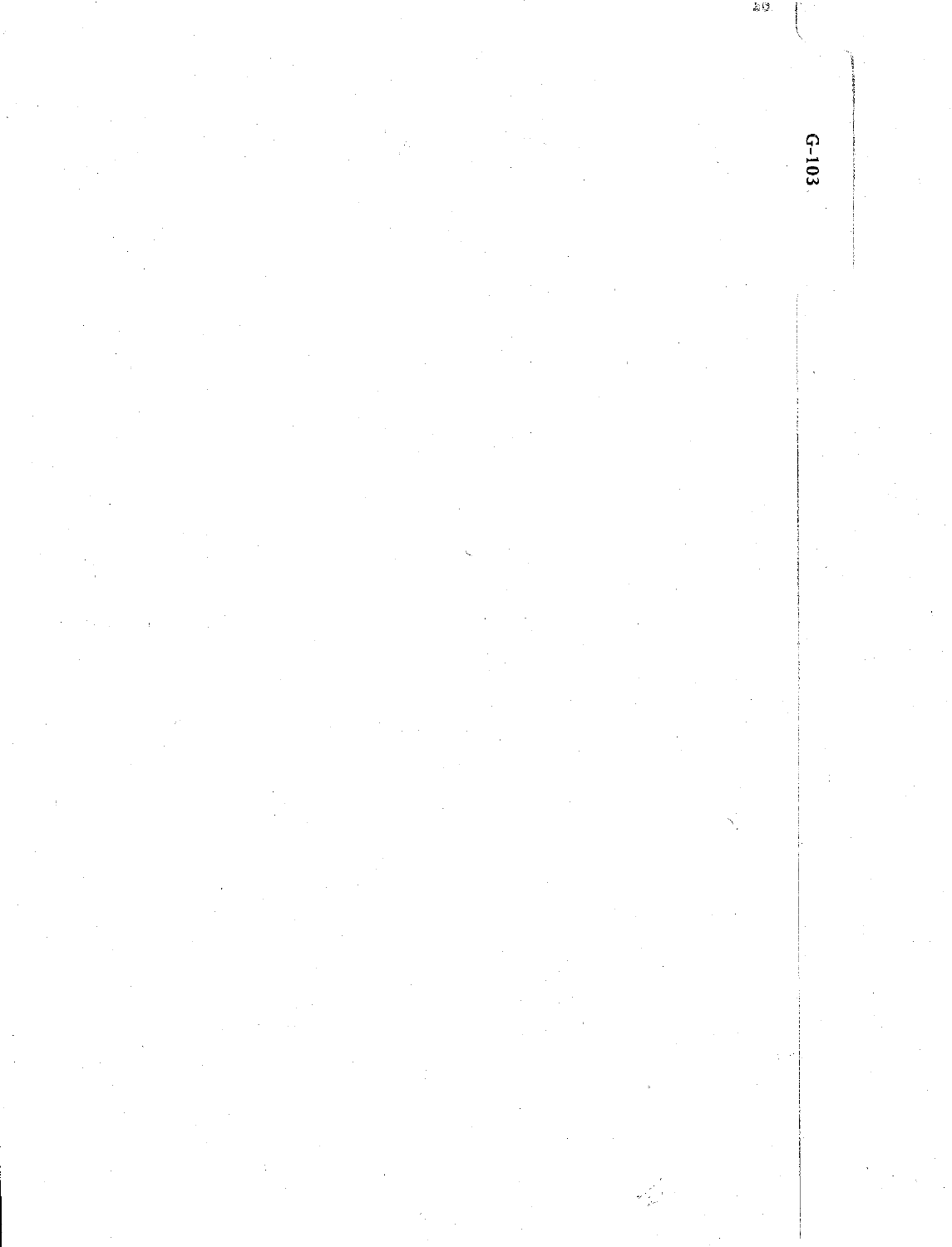G-103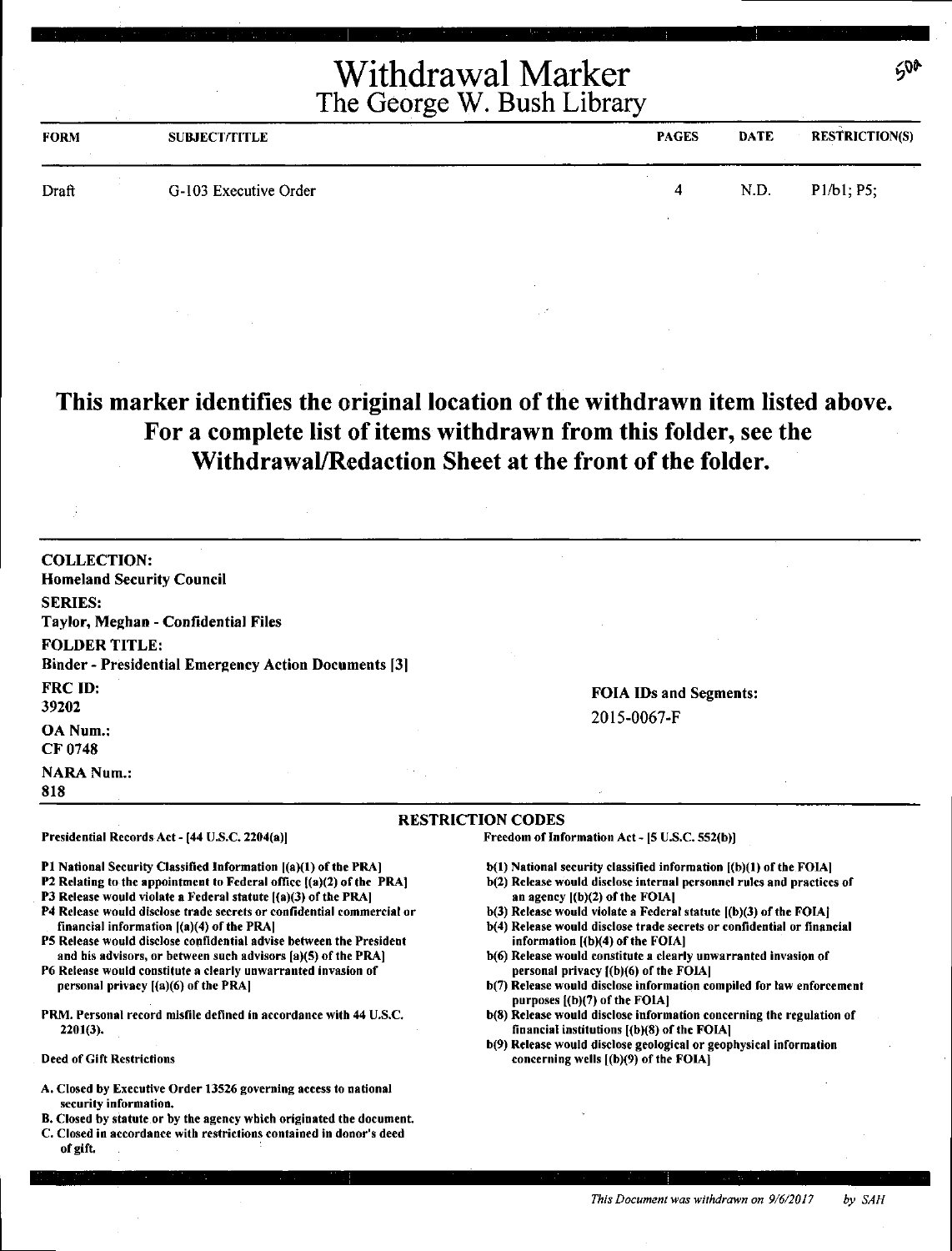# Withdrawal Marker
## The George W. Bush Library

50a

| FORM | SUBJECT/TITLE | PAGES | DATE | RESTRICTION(S) |
|---|---|---|---|---|
| Draft | G-103 Executive Order | 4 | N.D. | P1/b1; P5; |

**This marker identifies the original location of the withdrawn item listed above. For a complete list of items withdrawn from this folder, see the Withdrawal/Redaction Sheet at the front of the folder.**

**COLLECTION:**
Homeland Security Council

**SERIES:**
Taylor, Meghan - Confidential Files

**FOLDER TITLE:**
Binder - Presidential Emergency Action Documents [3]

**FRC ID:**
39202

**OA Num.:**
CF 0748

**NARA Num.:**
818

**FOIA IDs and Segments:**
2015-0067-F

### RESTRICTION CODES

**Presidential Records Act - [44 U.S.C. 2204(a)]**

- P1 National Security Classified Information [(a)(1) of the PRA]
- P2 Relating to the appointment to Federal office [(a)(2) of the PRA]
- P3 Release would violate a Federal statute [(a)(3) of the PRA]
- P4 Release would disclose trade secrets or confidential commercial or financial information [(a)(4) of the PRA]
- P5 Release would disclose confidential advise between the President and his advisors, or between such advisors [a)(5) of the PRA]
- P6 Release would constitute a clearly unwarranted invasion of personal privacy [(a)(6) of the PRA]

PRM. Personal record misfile defined in accordance with 44 U.S.C. 2201(3).

**Deed of Gift Restrictions**

- A. Closed by Executive Order 13526 governing access to national security information.
- B. Closed by statute or by the agency which originated the document.
- C. Closed in accordance with restrictions contained in donor's deed of gift.

**Freedom of Information Act - [5 U.S.C. 552(b)]**

- b(1) National security classified information [(b)(1) of the FOIA]
- b(2) Release would disclose internal personnel rules and practices of an agency [(b)(2) of the FOIA]
- b(3) Release would violate a Federal statute [(b)(3) of the FOIA]
- b(4) Release would disclose trade secrets or confidential or financial information [(b)(4) of the FOIA]
- b(6) Release would constitute a clearly unwarranted invasion of personal privacy [(b)(6) of the FOIA]
- b(7) Release would disclose information compiled for law enforcement purposes [(b)(7) of the FOIA]
- b(8) Release would disclose information concerning the regulation of financial institutions [(b)(8) of the FOIA]
- b(9) Release would disclose geological or geophysical information concerning wells [(b)(9) of the FOIA]

*This Document was withdrawn on 9/6/2017 by SAH*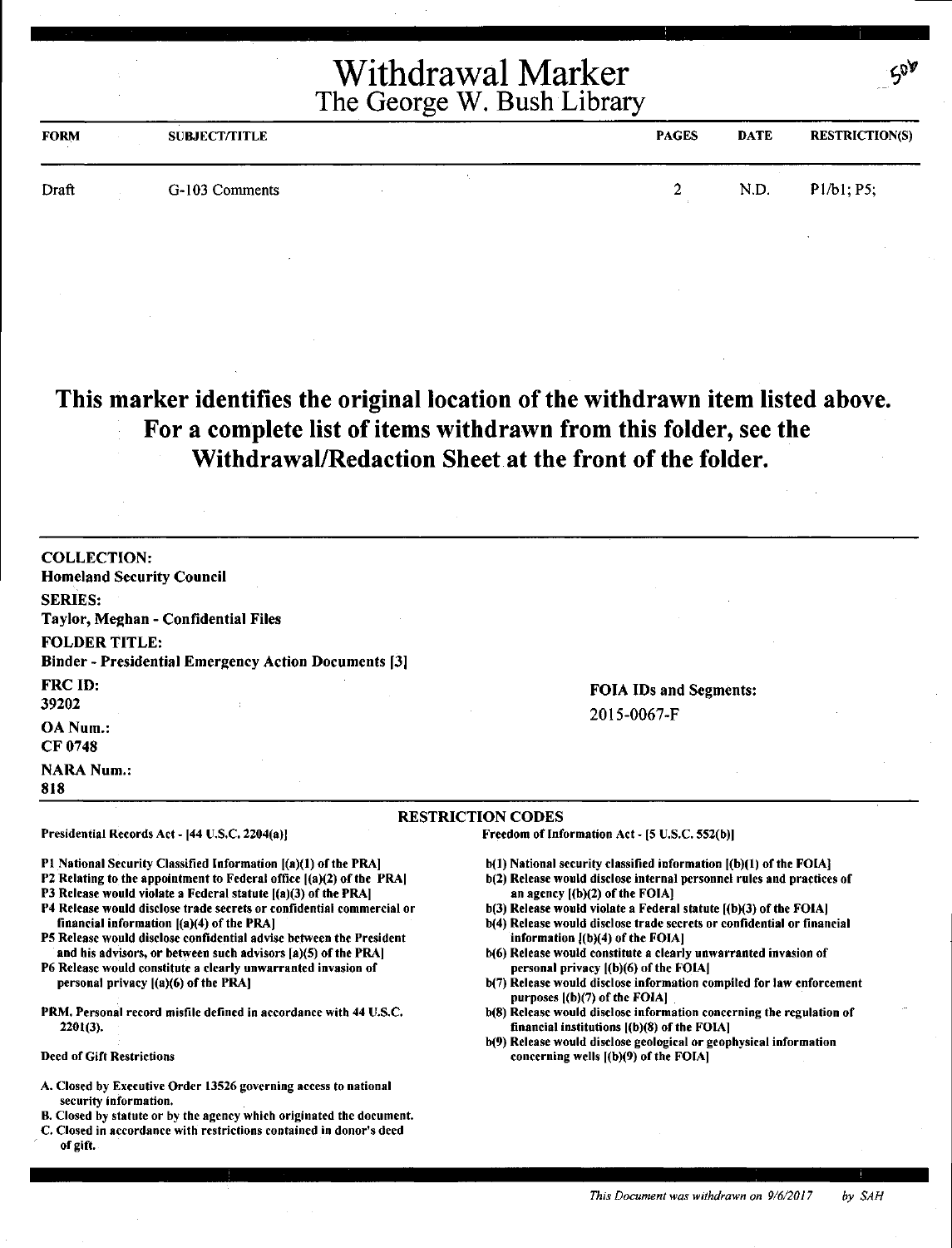# Withdrawal Marker
## The George W. Bush Library

50b

| FORM | SUBJECT/TITLE | PAGES | DATE | RESTRICTION(S) |
|---|---|---|---|---|
| Draft | G-103 Comments | 2 | N.D. | P1/b1; P5; |

## This marker identifies the original location of the withdrawn item listed above. For a complete list of items withdrawn from this folder, see the Withdrawal/Redaction Sheet at the front of the folder.

**COLLECTION:**
**Homeland Security Council**

**SERIES:**
**Taylor, Meghan - Confidential Files**

**FOLDER TITLE:**
**Binder - Presidential Emergency Action Documents [3]**

**FRC ID:**
**39202**

**OA Num.:**
**CF 0748**

**NARA Num.:**
**818**

FOIA IDs and Segments:
2015-0067-F

**RESTRICTION CODES**

Presidential Records Act - [44 U.S.C. 2204(a)]

P1 National Security Classified Information [(a)(1) of the PRA]
P2 Relating to the appointment to Federal office [(a)(2) of the PRA]
P3 Release would violate a Federal statute [(a)(3) of the PRA]
P4 Release would disclose trade secrets or confidential commercial or financial information [(a)(4) of the PRA]
P5 Release would disclose confidential advise between the President and his advisors, or between such advisors [a)(5) of the PRA]
P6 Release would constitute a clearly unwarranted invasion of personal privacy [(a)(6) of the PRA]

PRM. Personal record misfile defined in accordance with 44 U.S.C. 2201(3).

Deed of Gift Restrictions

A. Closed by Executive Order 13526 governing access to national security information.
B. Closed by statute or by the agency which originated the document.
C. Closed in accordance with restrictions contained in donor's deed of gift.

Freedom of Information Act - [5 U.S.C. 552(b)]

b(1) National security classified information [(b)(1) of the FOIA]
b(2) Release would disclose internal personnel rules and practices of an agency [(b)(2) of the FOIA]
b(3) Release would violate a Federal statute [(b)(3) of the FOIA]
b(4) Release would disclose trade secrets or confidential or financial information [(b)(4) of the FOIA]
b(6) Release would constitute a clearly unwarranted invasion of personal privacy [(b)(6) of the FOIA]
b(7) Release would disclose information compiled for law enforcement purposes [(b)(7) of the FOIA]
b(8) Release would disclose information concerning the regulation of financial institutions [(b)(8) of the FOIA]
b(9) Release would disclose geological or geophysical information concerning wells [(b)(9) of the FOIA]

*This Document was withdrawn on 9/6/2017 by SAH*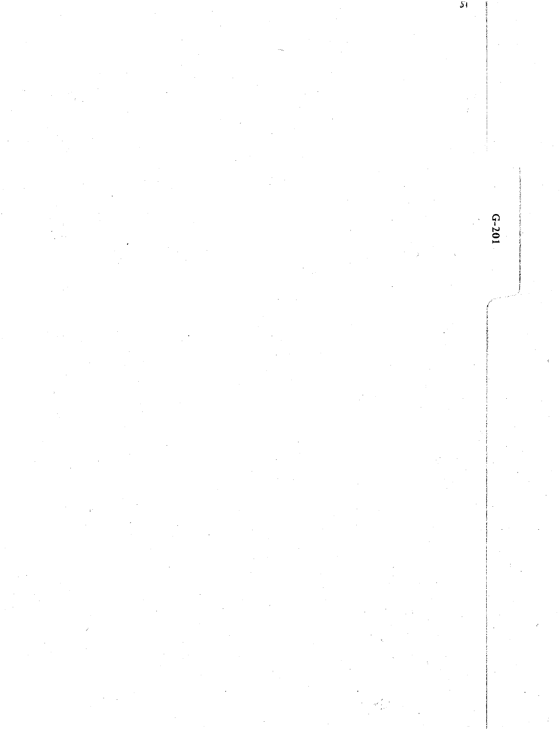G-201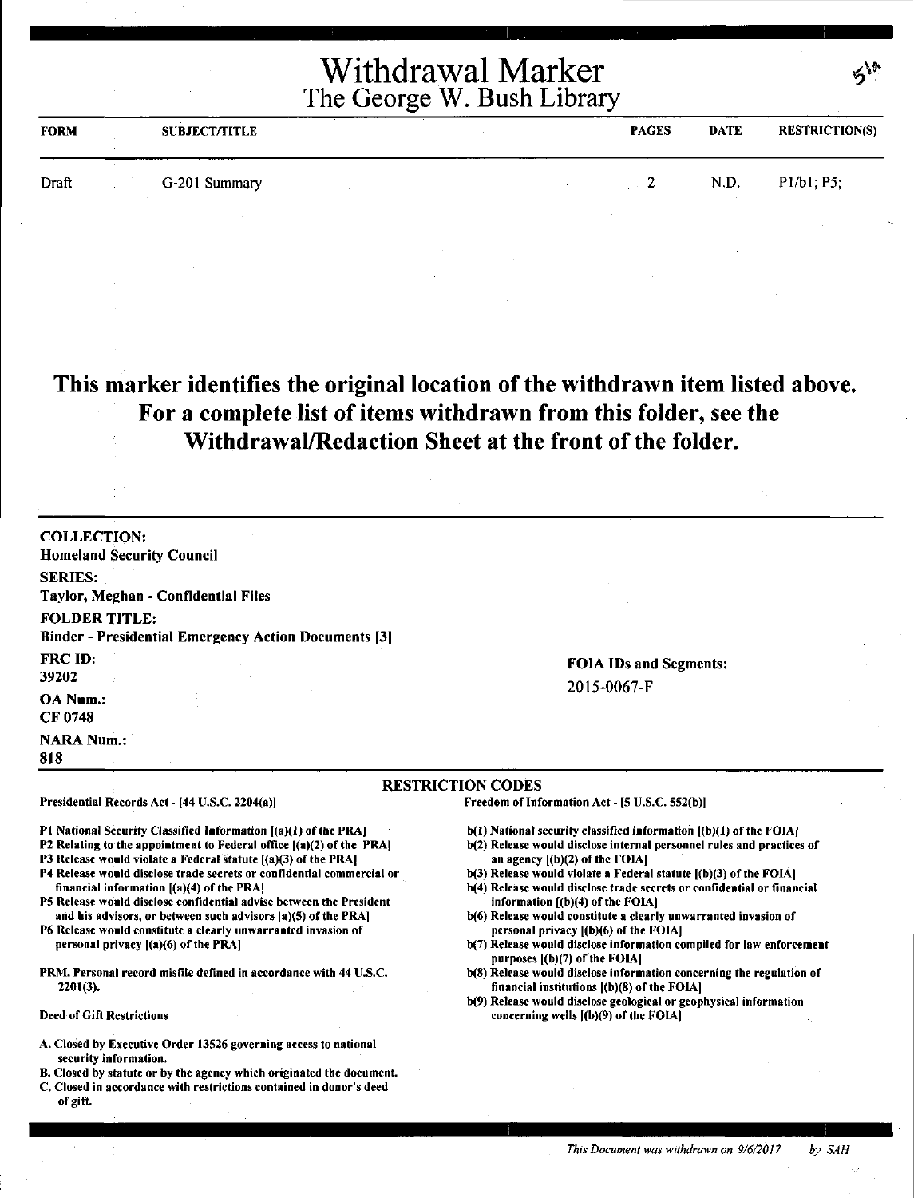# Withdrawal Marker
## The George W. Bush Library

| FORM | SUBJECT/TITLE | PAGES | DATE | RESTRICTION(S) |
|---|---|---|---|---|
| Draft | G-201 Summary | 2 | N.D. | P1/b1; P5; |

**This marker identifies the original location of the withdrawn item listed above. For a complete list of items withdrawn from this folder, see the Withdrawal/Redaction Sheet at the front of the folder.**

**COLLECTION:**
**Homeland Security Council**

**SERIES:**
**Taylor, Meghan - Confidential Files**

**FOLDER TITLE:**
**Binder - Presidential Emergency Action Documents [3]**

**FRC ID:**
**39202**

**OA Num.:**
**CF 0748**

**NARA Num.:**
**818**

**FOIA IDs and Segments:**
2015-0067-F

### RESTRICTION CODES

**Presidential Records Act - [44 U.S.C. 2204(a)]**

- P1 National Security Classified Information [(a)(1) of the PRA]
- P2 Relating to the appointment to Federal office [(a)(2) of the PRA]
- P3 Release would violate a Federal statute [(a)(3) of the PRA]
- P4 Release would disclose trade secrets or confidential commercial or financial information [(a)(4) of the PRA]
- P5 Release would disclose confidential advise between the President and his advisors, or between such advisors [a)(5) of the PRA]
- P6 Release would constitute a clearly unwarranted invasion of personal privacy [(a)(6) of the PRA]

PRM. Personal record misfile defined in accordance with 44 U.S.C. 2201(3).

Deed of Gift Restrictions

- A. Closed by Executive Order 13526 governing access to national security information.
- B. Closed by statute or by the agency which originated the document.
- C. Closed in accordance with restrictions contained in donor's deed of gift.

**Freedom of Information Act - [5 U.S.C. 552(b)]**

- b(1) National security classified information [(b)(1) of the FOIA]
- b(2) Release would disclose internal personnel rules and practices of an agency [(b)(2) of the FOIA]
- b(3) Release would violate a Federal statute [(b)(3) of the FOIA]
- b(4) Release would disclose trade secrets or confidential or financial information [(b)(4) of the FOIA]
- b(6) Release would constitute a clearly unwarranted invasion of personal privacy [(b)(6) of the FOIA]
- b(7) Release would disclose information compiled for law enforcement purposes [(b)(7) of the FOIA]
- b(8) Release would disclose information concerning the regulation of financial institutions [(b)(8) of the FOIA]
- b(9) Release would disclose geological or geophysical information concerning wells [(b)(9) of the FOIA]

*This Document was withdrawn on 9/6/2017 by SAH*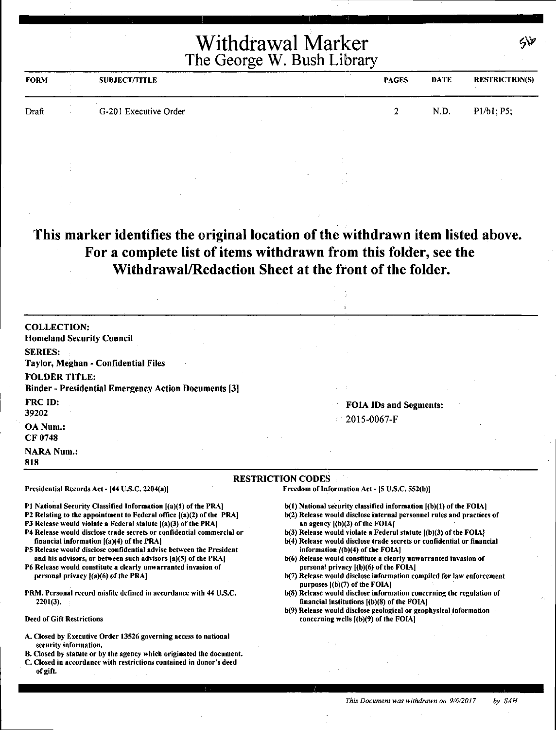# Withdrawal Marker
## The George W. Bush Library

| FORM | SUBJECT/TITLE | PAGES | DATE | RESTRICTION(S) |
|---|---|---|---|---|
| Draft | G-201 Executive Order | 2 | N.D. | P1/b1; P5; |

**This marker identifies the original location of the withdrawn item listed above. For a complete list of items withdrawn from this folder, see the Withdrawal/Redaction Sheet at the front of the folder.**

**COLLECTION:**
Homeland Security Council

**SERIES:**
Taylor, Meghan - Confidential Files

**FOLDER TITLE:**
Binder - Presidential Emergency Action Documents [3]

**FRC ID:**
39202

**OA Num.:**
CF 0748

**NARA Num.:**
818

**FOIA IDs and Segments:**
2015-0067-F

### RESTRICTION CODES

Presidential Records Act - [44 U.S.C. 2204(a)]

P1 National Security Classified Information [(a)(1) of the PRA]
P2 Relating to the appointment to Federal office [(a)(2) of the PRA]
P3 Release would violate a Federal statute [(a)(3) of the PRA]
P4 Release would disclose trade secrets or confidential commercial or financial information [(a)(4) of the PRA]
P5 Release would disclose confidential advise between the President and his advisors, or between such advisors [a)(5) of the PRA]
P6 Release would constitute a clearly unwarranted invasion of personal privacy [(a)(6) of the PRA]

PRM. Personal record misfile defined in accordance with 44 U.S.C. 2201(3).

Deed of Gift Restrictions

A. Closed by Executive Order 13526 governing access to national security information.
B. Closed by statute or by the agency which originated the document.
C. Closed in accordance with restrictions contained in donor's deed of gift.

Freedom of Information Act - [5 U.S.C. 552(b)]

b(1) National security classified information [(b)(1) of the FOIA]
b(2) Release would disclose internal personnel rules and practices of an agency [(b)(2) of the FOIA]
b(3) Release would violate a Federal statute [(b)(3) of the FOIA]
b(4) Release would disclose trade secrets or confidential or financial information [(b)(4) of the FOIA]
b(6) Release would constitute a clearly unwarranted invasion of personal privacy [(b)(6) of the FOIA]
b(7) Release would disclose information compiled for law enforcement purposes [(b)(7) of the FOIA]
b(8) Release would disclose information concerning the regulation of financial institutions [(b)(8) of the FOIA]
b(9) Release would disclose geological or geophysical information concerning wells [(b)(9) of the FOIA]

*This Document was withdrawn on 9/6/2017 by SAH*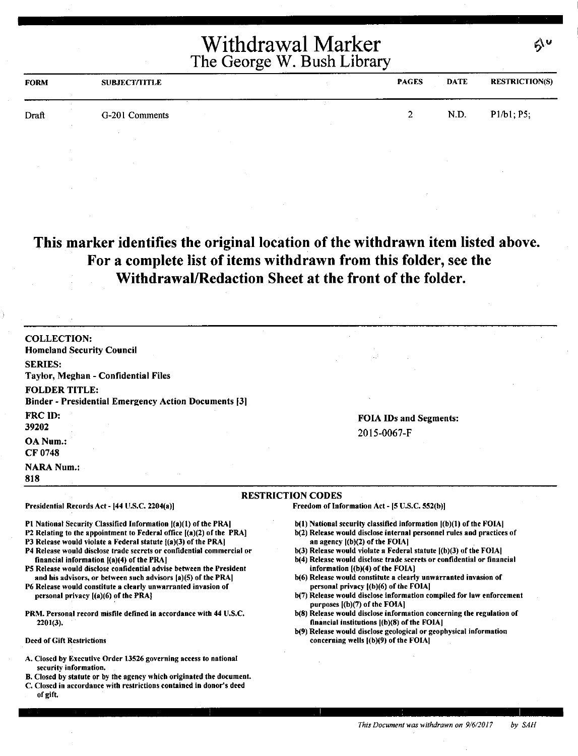# Withdrawal Marker
## The George W. Bush Library

5\ᵘ

| FORM | SUBJECT/TITLE | PAGES | DATE | RESTRICTION(S) |
|---|---|---|---|---|
| Draft | G-201 Comments | 2 | N.D. | P1/b1; P5; |

**This marker identifies the original location of the withdrawn item listed above. For a complete list of items withdrawn from this folder, see the Withdrawal/Redaction Sheet at the front of the folder.**

**COLLECTION:**
**Homeland Security Council**

**SERIES:**
**Taylor, Meghan - Confidential Files**

**FOLDER TITLE:**
**Binder - Presidential Emergency Action Documents [3]**

**FRC ID:**
**39202**

**OA Num.:**
**CF 0748**

**NARA Num.:**
**818**

**FOIA IDs and Segments:**
2015-0067-F

**RESTRICTION CODES**

**Presidential Records Act - [44 U.S.C. 2204(a)]**

P1 National Security Classified Information [(a)(1) of the PRA]
P2 Relating to the appointment to Federal office [(a)(2) of the PRA]
P3 Release would violate a Federal statute [(a)(3) of the PRA]
P4 Release would disclose trade secrets or confidential commercial or financial information [(a)(4) of the PRA]
P5 Release would disclose confidential advise between the President and his advisors, or between such advisors [a)(5) of the PRA]
P6 Release would constitute a clearly unwarranted invasion of personal privacy [(a)(6) of the PRA]

PRM. Personal record misfile defined in accordance with 44 U.S.C. 2201(3).

**Deed of Gift Restrictions**

A. Closed by Executive Order 13526 governing access to national security information.
B. Closed by statute or by the agency which originated the document.
C. Closed in accordance with restrictions contained in donor's deed of gift.

**Freedom of Information Act - [5 U.S.C. 552(b)]**

b(1) National security classified information [(b)(1) of the FOIA]
b(2) Release would disclose internal personnel rules and practices of an agency [(b)(2) of the FOIA]
b(3) Release would violate a Federal statute [(b)(3) of the FOIA]
b(4) Release would disclose trade secrets or confidential or financial information [(b)(4) of the FOIA]
b(6) Release would constitute a clearly unwarranted invasion of personal privacy [(b)(6) of the FOIA]
b(7) Release would disclose information compiled for law enforcement purposes [(b)(7) of the FOIA]
b(8) Release would disclose information concerning the regulation of financial institutions [(b)(8) of the FOIA]
b(9) Release would disclose geological or geophysical information concerning wells [(b)(9) of the FOIA]

*This Document was withdrawn on 9/6/2017 by SAH*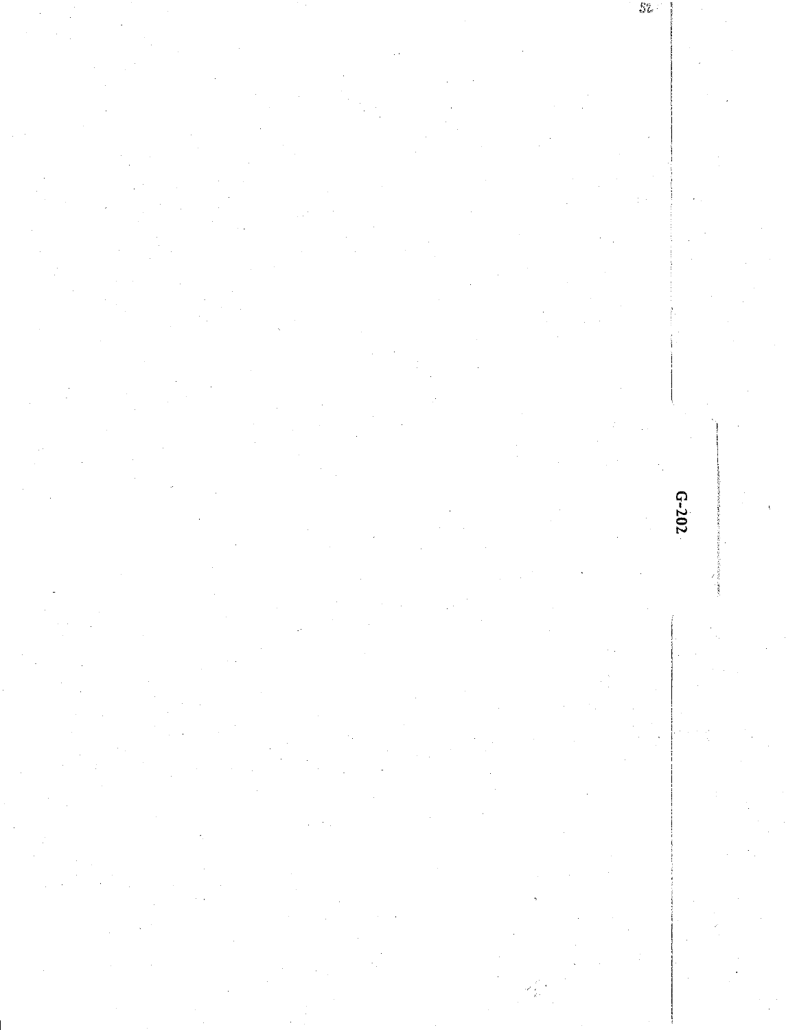G-202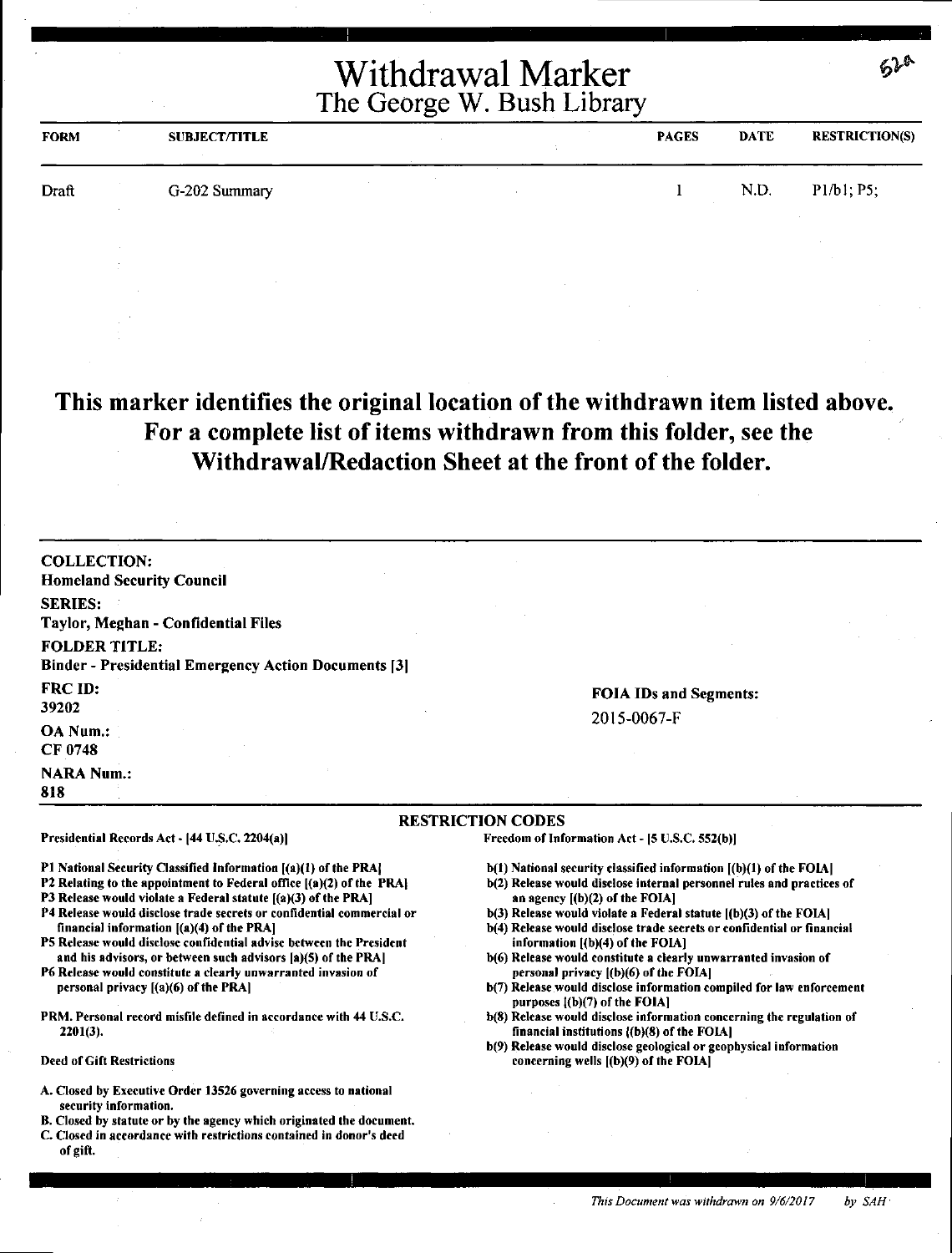# Withdrawal Marker
## The George W. Bush Library

52a

| FORM | SUBJECT/TITLE | PAGES | DATE | RESTRICTION(S) |
|---|---|---|---|---|
| Draft | G-202 Summary | 1 | N.D. | P1/b1; P5; |

**This marker identifies the original location of the withdrawn item listed above. For a complete list of items withdrawn from this folder, see the Withdrawal/Redaction Sheet at the front of the folder.**

**COLLECTION:**
Homeland Security Council

**SERIES:**
Taylor, Meghan - Confidential Files

**FOLDER TITLE:**
Binder - Presidential Emergency Action Documents [3]

**FRC ID:**
39202

**OA Num.:**
CF 0748

**NARA Num.:**
818

**FOIA IDs and Segments:**
2015-0067-F

### RESTRICTION CODES

**Presidential Records Act - [44 U.S.C. 2204(a)]**

- P1 National Security Classified Information [(a)(1) of the PRA]
- P2 Relating to the appointment to Federal office [(a)(2) of the PRA]
- P3 Release would violate a Federal statute [(a)(3) of the PRA]
- P4 Release would disclose trade secrets or confidential commercial or financial information [(a)(4) of the PRA]
- P5 Release would disclose confidential advise between the President and his advisors, or between such advisors [a)(5) of the PRA]
- P6 Release would constitute a clearly unwarranted invasion of personal privacy [(a)(6) of the PRA]

PRM. Personal record misfile defined in accordance with 44 U.S.C. 2201(3).

**Deed of Gift Restrictions**

- A. Closed by Executive Order 13526 governing access to national security information.
- B. Closed by statute or by the agency which originated the document.
- C. Closed in accordance with restrictions contained in donor's deed of gift.

**Freedom of Information Act - [5 U.S.C. 552(b)]**

- b(1) National security classified information [(b)(1) of the FOIA]
- b(2) Release would disclose internal personnel rules and practices of an agency [(b)(2) of the FOIA]
- b(3) Release would violate a Federal statute [(b)(3) of the FOIA]
- b(4) Release would disclose trade secrets or confidential or financial information [(b)(4) of the FOIA]
- b(6) Release would constitute a clearly unwarranted invasion of personal privacy [(b)(6) of the FOIA]
- b(7) Release would disclose information compiled for law enforcement purposes [(b)(7) of the FOIA]
- b(8) Release would disclose information concerning the regulation of financial institutions [(b)(8) of the FOIA]
- b(9) Release would disclose geological or geophysical information concerning wells [(b)(9) of the FOIA]

*This Document was withdrawn on 9/6/2017 by SAH*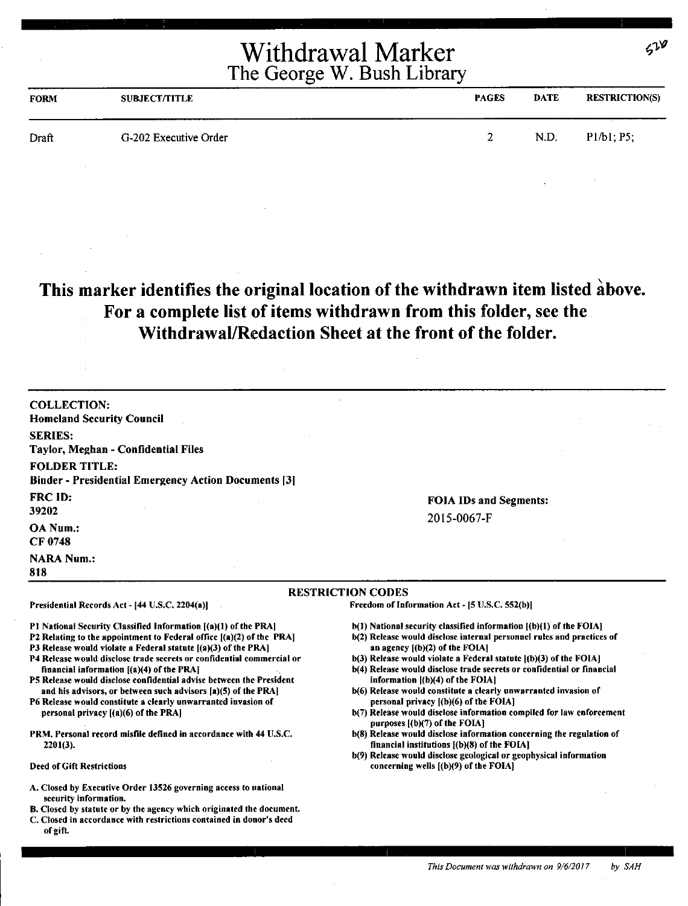# Withdrawal Marker
## The George W. Bush Library

| FORM | SUBJECT/TITLE | PAGES | DATE | RESTRICTION(S) |
|---|---|---|---|---|
| Draft | G-202 Executive Order | 2 | N.D. | P1/b1; P5; |

**This marker identifies the original location of the withdrawn item listed above. For a complete list of items withdrawn from this folder, see the Withdrawal/Redaction Sheet at the front of the folder.**

**COLLECTION:**
**Homeland Security Council**

**SERIES:**
**Taylor, Meghan - Confidential Files**

**FOLDER TITLE:**
**Binder - Presidential Emergency Action Documents [3]**

**FRC ID:**
**39202**

**OA Num.:**
**CF 0748**

**NARA Num.:**
**818**

**FOIA IDs and Segments:**
2015-0067-F

**RESTRICTION CODES**

Presidential Records Act - [44 U.S.C. 2204(a)]

P1 National Security Classified Information [(a)(1) of the PRA]
P2 Relating to the appointment to Federal office [(a)(2) of the PRA]
P3 Release would violate a Federal statute [(a)(3) of the PRA]
P4 Release would disclose trade secrets or confidential commercial or financial information [(a)(4) of the PRA]
P5 Release would disclose confidential advise between the President and his advisors, or between such advisors [a)(5) of the PRA]
P6 Release would constitute a clearly unwarranted invasion of personal privacy [(a)(6) of the PRA]

PRM. Personal record misfile defined in accordance with 44 U.S.C. 2201(3).

Deed of Gift Restrictions

A. Closed by Executive Order 13526 governing access to national security information.
B. Closed by statute or by the agency which originated the document.
C. Closed in accordance with restrictions contained in donor's deed of gift.

Freedom of Information Act - [5 U.S.C. 552(b)]

b(1) National security classified information [(b)(1) of the FOIA]
b(2) Release would disclose internal personnel rules and practices of an agency [(b)(2) of the FOIA]
b(3) Release would violate a Federal statute [(b)(3) of the FOIA]
b(4) Release would disclose trade secrets or confidential or financial information [(b)(4) of the FOIA]
b(6) Release would constitute a clearly unwarranted invasion of personal privacy [(b)(6) of the FOIA]
b(7) Release would disclose information compiled for law enforcement purposes [(b)(7) of the FOIA]
b(8) Release would disclose information concerning the regulation of financial institutions [(b)(8) of the FOIA]
b(9) Release would disclose geological or geophysical information concerning wells [(b)(9) of the FOIA]

*This Document was withdrawn on 9/6/2017 by SAH*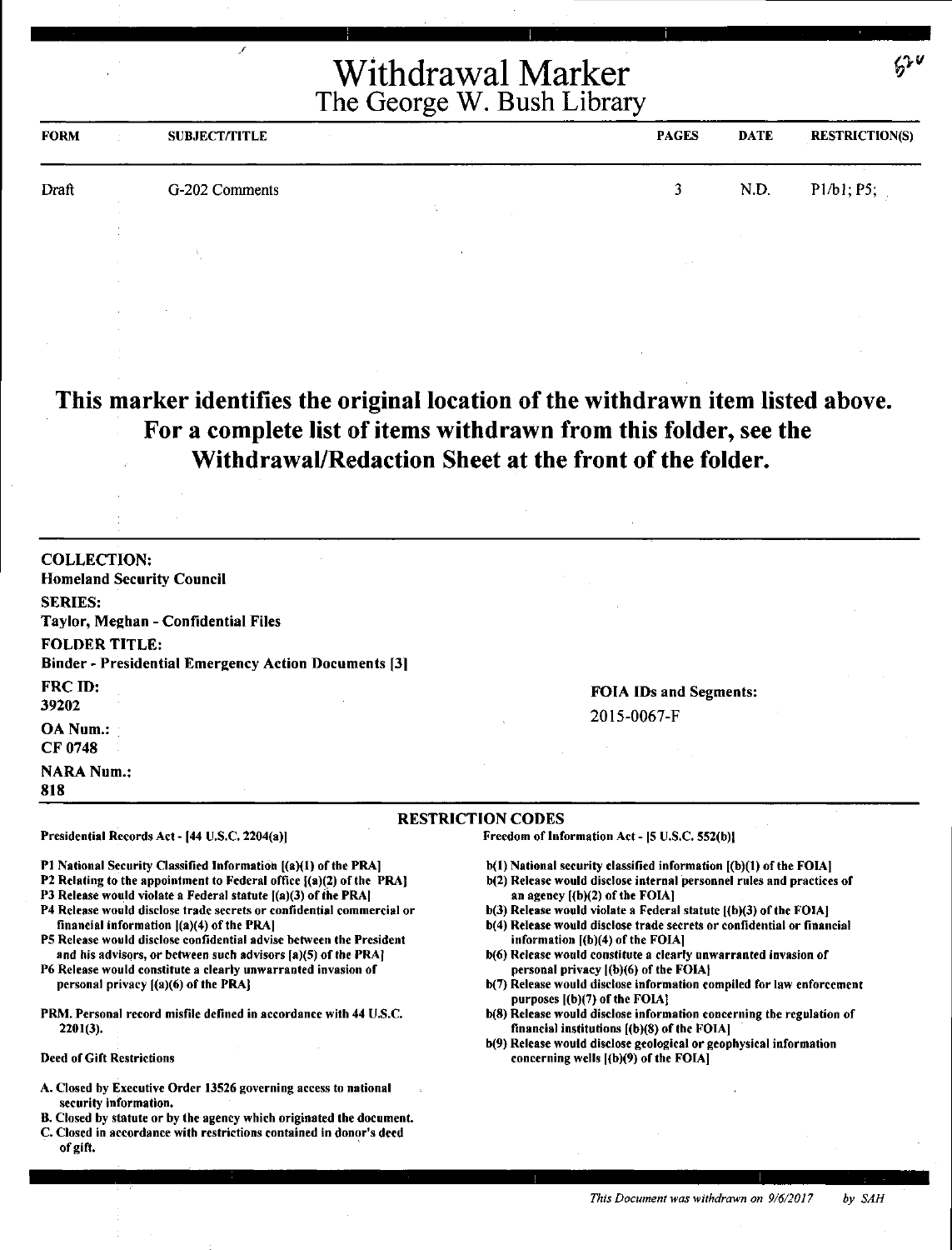# Withdrawal Marker
## The George W. Bush Library

| FORM | SUBJECT/TITLE | PAGES | DATE | RESTRICTION(S) |
|---|---|---|---|---|
| Draft | G-202 Comments | 3 | N.D. | P1/b1; P5; |

**This marker identifies the original location of the withdrawn item listed above. For a complete list of items withdrawn from this folder, see the Withdrawal/Redaction Sheet at the front of the folder.**

**COLLECTION:**
Homeland Security Council

**SERIES:**
Taylor, Meghan - Confidential Files

**FOLDER TITLE:**
Binder - Presidential Emergency Action Documents [3]

**FRC ID:**
39202

**OA Num.:**
CF 0748

**NARA Num.:**
818

**FOIA IDs and Segments:**
2015-0067-F

### RESTRICTION CODES

**Presidential Records Act - [44 U.S.C. 2204(a)]**

- P1 National Security Classified Information [(a)(1) of the PRA]
- P2 Relating to the appointment to Federal office [(a)(2) of the PRA]
- P3 Release would violate a Federal statute [(a)(3) of the PRA]
- P4 Release would disclose trade secrets or confidential commercial or financial information [(a)(4) of the PRA]
- P5 Release would disclose confidential advise between the President and his advisors, or between such advisors [a)(5) of the PRA]
- P6 Release would constitute a clearly unwarranted invasion of personal privacy [(a)(6) of the PRA]

PRM. Personal record misfile defined in accordance with 44 U.S.C. 2201(3).

**Deed of Gift Restrictions**

- A. Closed by Executive Order 13526 governing access to national security information.
- B. Closed by statute or by the agency which originated the document.
- C. Closed in accordance with restrictions contained in donor's deed of gift.

**Freedom of Information Act - [5 U.S.C. 552(b)]**

- b(1) National security classified information [(b)(1) of the FOIA]
- b(2) Release would disclose internal personnel rules and practices of an agency [(b)(2) of the FOIA]
- b(3) Release would violate a Federal statute [(b)(3) of the FOIA]
- b(4) Release would disclose trade secrets or confidential or financial information [(b)(4) of the FOIA]
- b(6) Release would constitute a clearly unwarranted invasion of personal privacy [(b)(6) of the FOIA]
- b(7) Release would disclose information compiled for law enforcement purposes [(b)(7) of the FOIA]
- b(8) Release would disclose information concerning the regulation of financial institutions [(b)(8) of the FOIA]
- b(9) Release would disclose geological or geophysical information concerning wells [(b)(9) of the FOIA]

*This Document was withdrawn on 9/6/2017 by SAH*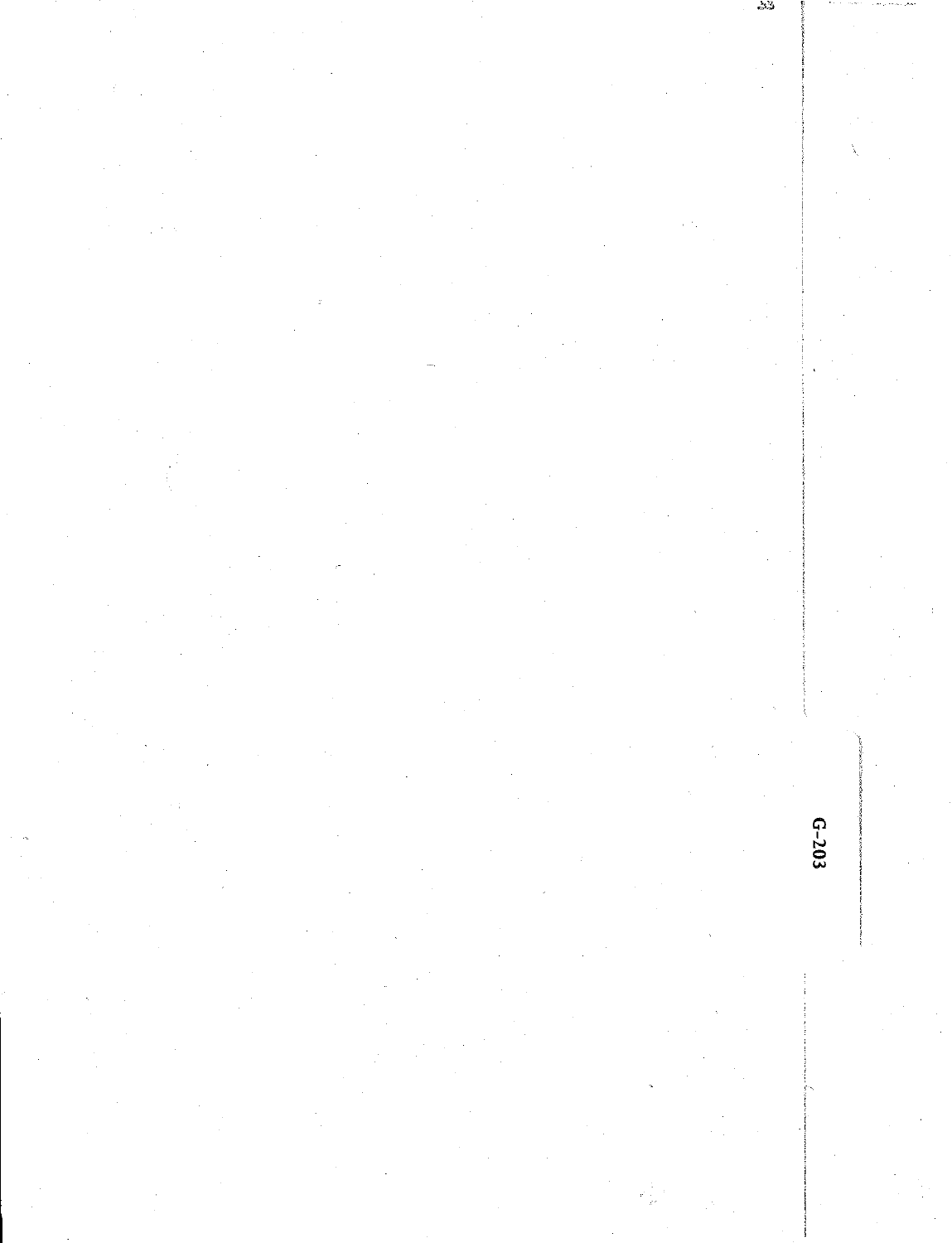G-203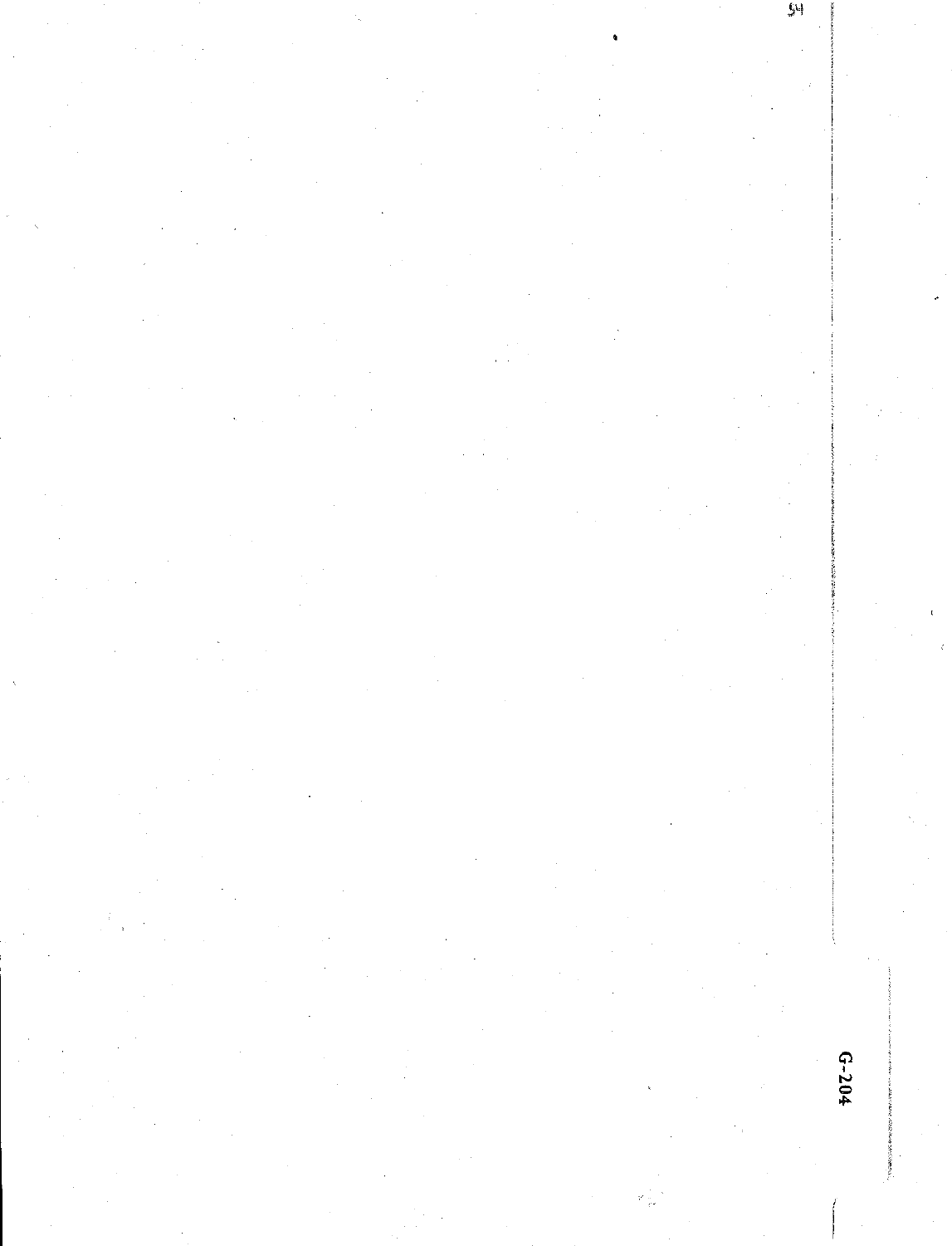G-204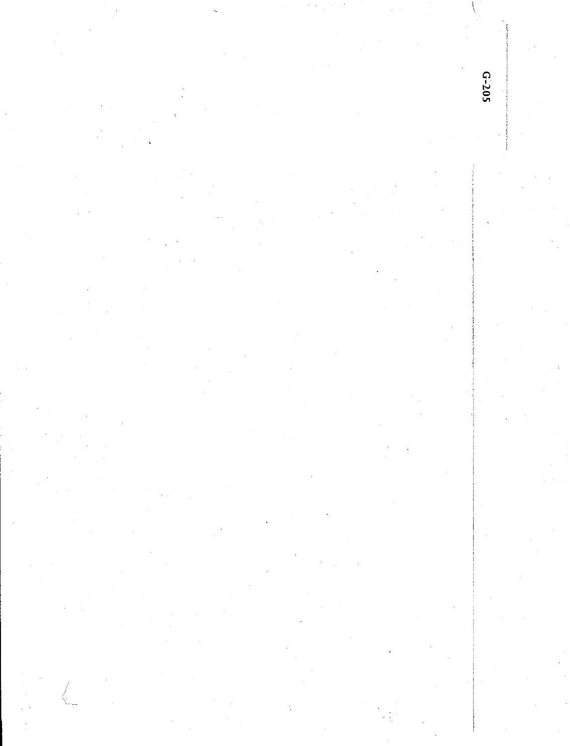G-205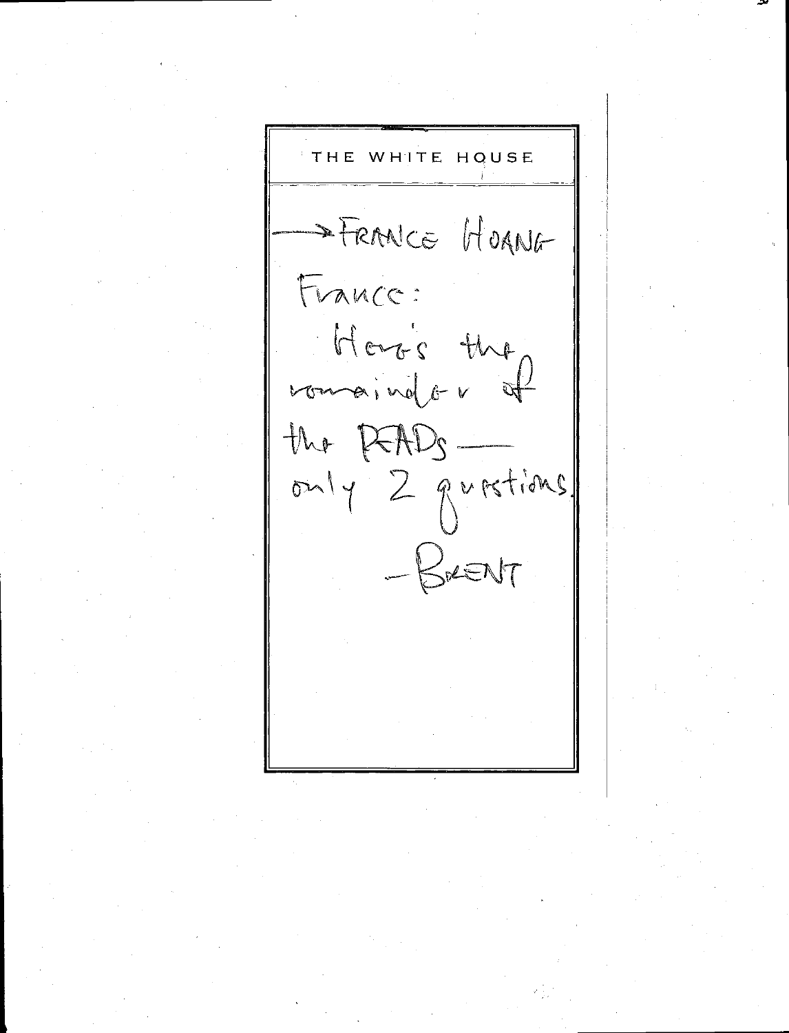THE WHITE HOUSE

→ FRANCE HOANG

France:

Here's the remainder of the READs — only 2 questions.

— BRENT